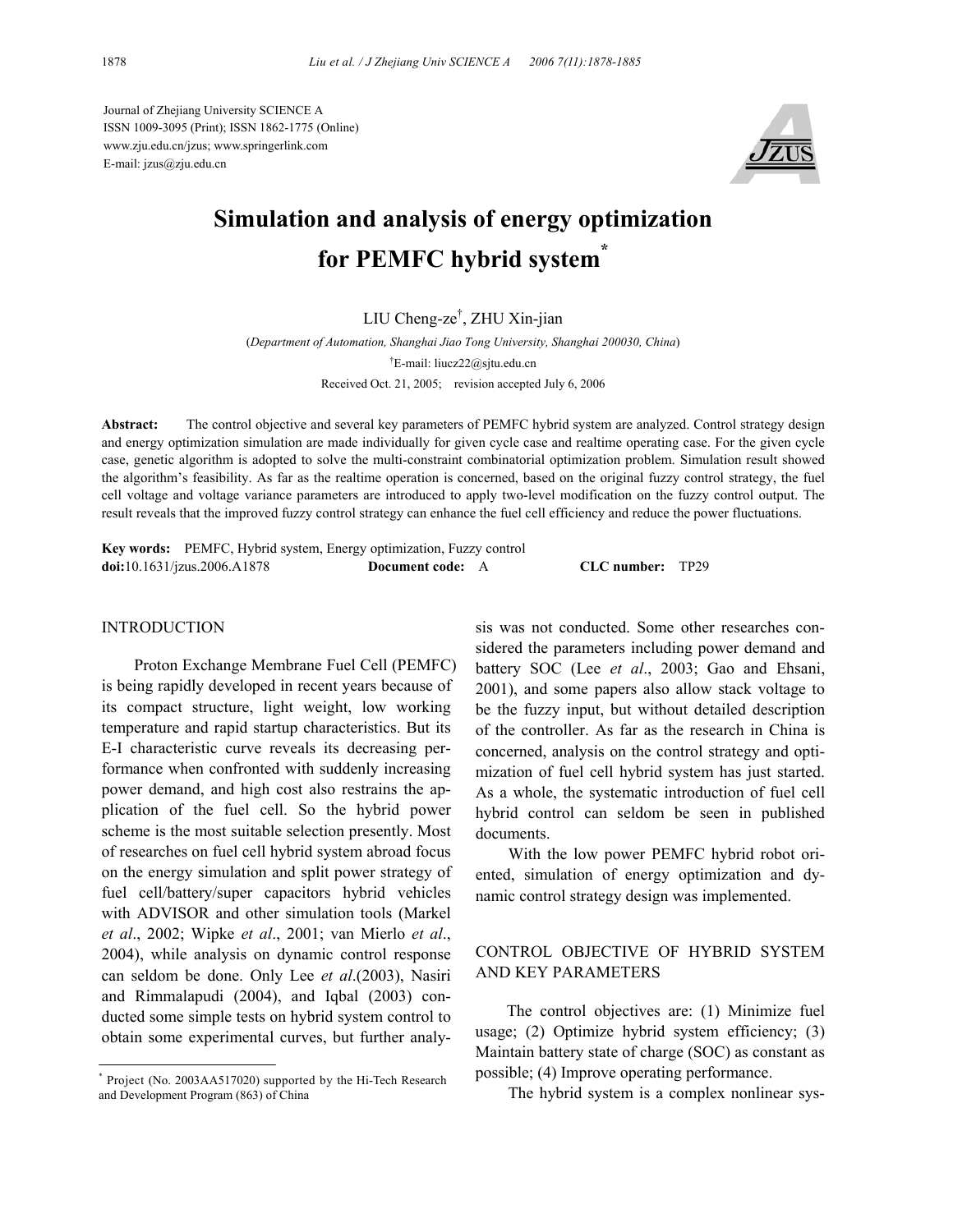Journal of Zhejiang University SCIENCE A
ISSN 1009-3095 (Print); ISSN 1862-1775 (Online)
www.zju.edu.cn/jzus; www.springerlink.com
E-mail: jzus@zju.edu.cn

# Simulation and analysis of energy optimization for PEMFC hybrid system*

LIU Cheng-ze†, ZHU Xin-jian

(*Department of Automation, Shanghai Jiao Tong University, Shanghai 200030, China*)

†E-mail: liucz22@sjtu.edu.cn

Received Oct. 21, 2005; revision accepted July 6, 2006

**Abstract:** The control objective and several key parameters of PEMFC hybrid system are analyzed. Control strategy design and energy optimization simulation are made individually for given cycle case and realtime operating case. For the given cycle case, genetic algorithm is adopted to solve the multi-constraint combinatorial optimization problem. Simulation result showed the algorithm's feasibility. As far as the realtime operation is concerned, based on the original fuzzy control strategy, the fuel cell voltage and voltage variance parameters are introduced to apply two-level modification on the fuzzy control output. The result reveals that the improved fuzzy control strategy can enhance the fuel cell efficiency and reduce the power fluctuations.

**Key words:** PEMFC, Hybrid system, Energy optimization, Fuzzy control

**doi:**10.1631/jzus.2006.A1878 **Document code:** A **CLC number:** TP29

## INTRODUCTION

Proton Exchange Membrane Fuel Cell (PEMFC) is being rapidly developed in recent years because of its compact structure, light weight, low working temperature and rapid startup characteristics. But its E-I characteristic curve reveals its decreasing performance when confronted with suddenly increasing power demand, and high cost also restrains the application of the fuel cell. So the hybrid power scheme is the most suitable selection presently. Most of researches on fuel cell hybrid system abroad focus on the energy simulation and split power strategy of fuel cell/battery/super capacitors hybrid vehicles with ADVISOR and other simulation tools (Markel *et al*., 2002; Wipke *et al*., 2001; van Mierlo *et al*., 2004), while analysis on dynamic control response can seldom be done. Only Lee *et al*.(2003), Nasiri and Rimmalapudi (2004), and Iqbal (2003) conducted some simple tests on hybrid system control to obtain some experimental curves, but further analysis was not conducted. Some other researches considered the parameters including power demand and battery SOC (Lee *et al*., 2003; Gao and Ehsani, 2001), and some papers also allow stack voltage to be the fuzzy input, but without detailed description of the controller. As far as the research in China is concerned, analysis on the control strategy and optimization of fuel cell hybrid system has just started. As a whole, the systematic introduction of fuel cell hybrid control can seldom be seen in published documents.

With the low power PEMFC hybrid robot oriented, simulation of energy optimization and dynamic control strategy design was implemented.

## CONTROL OBJECTIVE OF HYBRID SYSTEM AND KEY PARAMETERS

The control objectives are: (1) Minimize fuel usage; (2) Optimize hybrid system efficiency; (3) Maintain battery state of charge (SOC) as constant as possible; (4) Improve operating performance.

The hybrid system is a complex nonlinear sys-

---

* Project (No. 2003AA517020) supported by the Hi-Tech Research and Development Program (863) of China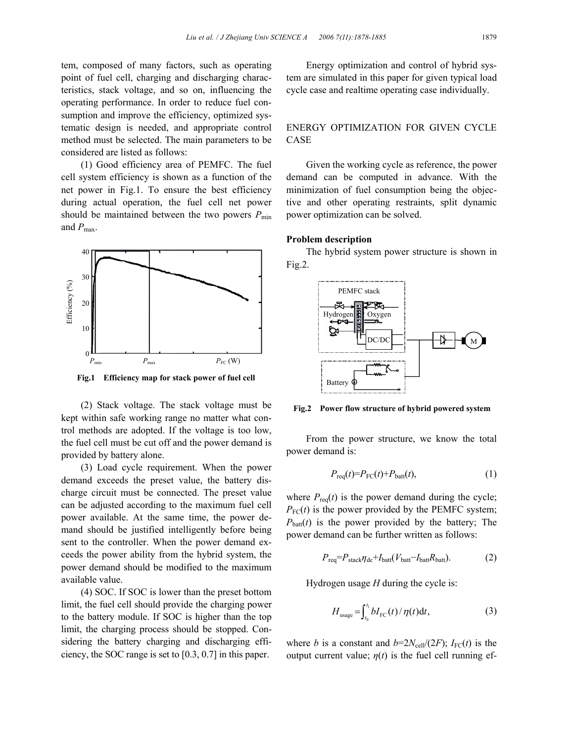tem, composed of many factors, such as operating point of fuel cell, charging and discharging characteristics, stack voltage, and so on, influencing the operating performance. In order to reduce fuel consumption and improve the efficiency, optimized systematic design is needed, and appropriate control method must be selected. The main parameters to be considered are listed as follows:

(1) Good efficiency area of PEMFC. The fuel cell system efficiency is shown as a function of the net power in Fig.1. To ensure the best efficiency during actual operation, the fuel cell net power should be maintained between the two powers $P_{\min}$ and $P_{\max}$.

**Fig.1 Efficiency map for stack power of fuel cell**

(2) Stack voltage. The stack voltage must be kept within safe working range no matter what control methods are adopted. If the voltage is too low, the fuel cell must be cut off and the power demand is provided by battery alone.

(3) Load cycle requirement. When the power demand exceeds the preset value, the battery discharge circuit must be connected. The preset value can be adjusted according to the maximum fuel cell power available. At the same time, the power demand should be justified intelligently before being sent to the controller. When the power demand exceeds the power ability from the hybrid system, the power demand should be modified to the maximum available value.

(4) SOC. If SOC is lower than the preset bottom limit, the fuel cell should provide the charging power to the battery module. If SOC is higher than the top limit, the charging process should be stopped. Considering the battery charging and discharging efficiency, the SOC range is set to [0.3, 0.7] in this paper.

Energy optimization and control of hybrid system are simulated in this paper for given typical load cycle case and realtime operating case individually.

## ENERGY OPTIMIZATION FOR GIVEN CYCLE CASE

Given the working cycle as reference, the power demand can be computed in advance. With the minimization of fuel consumption being the objective and other operating restraints, split dynamic power optimization can be solved.

### Problem description

The hybrid system power structure is shown in Fig.2.

**Fig.2 Power flow structure of hybrid powered system**

From the power structure, we know the total power demand is:

$$P_{\mathrm{req}}(t)=P_{\mathrm{FC}}(t)+P_{\mathrm{batt}}(t), \tag{1}$$

where $P_{\mathrm{req}}(t)$ is the power demand during the cycle; $P_{\mathrm{FC}}(t)$ is the power provided by the PEMFC system; $P_{\mathrm{batt}}(t)$ is the power provided by the battery; The power demand can be further written as follows:

$$P_{\mathrm{req}}=P_{\mathrm{stack}}\eta_{\mathrm{dc}}+I_{\mathrm{batt}}(V_{\mathrm{batt}}-I_{\mathrm{batt}}R_{\mathrm{batt}}). \tag{2}$$

Hydrogen usage $H$ during the cycle is:

$$H_{\mathrm{usage}}=\int_{t_0}^{t_1} bI_{\mathrm{FC}}(t)/\eta(t)\mathrm{d}t, \tag{3}$$

where $b$ is a constant and $b=2N_{\mathrm{cell}}/(2F)$; $I_{\mathrm{FC}}(t)$ is the output current value; $\eta(t)$ is the fuel cell running ef-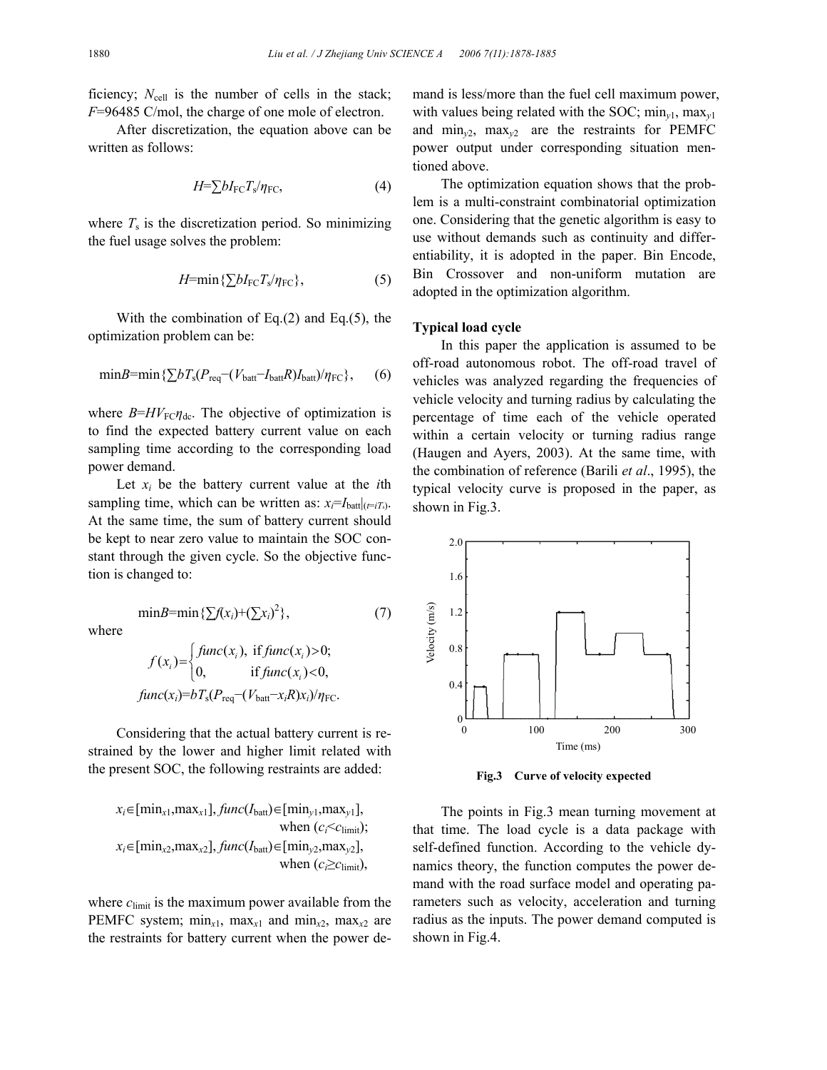ficiency; $N_{cell}$ is the number of cells in the stack; $F$=96485 C/mol, the charge of one mole of electron.

After discretization, the equation above can be written as follows:

$$H=\sum bI_{FC}T_s/\eta_{FC}, \tag{4}$$

where $T_s$ is the discretization period. So minimizing the fuel usage solves the problem:

$$H=\min\{\sum bI_{FC}T_s/\eta_{FC}\}, \tag{5}$$

With the combination of Eq.(2) and Eq.(5), the optimization problem can be:

$$\min B=\min\{\sum bT_s(P_{req}-(V_{batt}-I_{batt}R)I_{batt})/\eta_{FC}\}, \tag{6}$$

where $B=HV_{FC}\eta_{dc}$. The objective of optimization is to find the expected battery current value on each sampling time according to the corresponding load power demand.

Let $x_i$ be the battery current value at the $i$th sampling time, which can be written as: $x_i=I_{batt}|_{(t=iT_s)}$. At the same time, the sum of battery current should be kept to near zero value to maintain the SOC constant through the given cycle. So the objective function is changed to:

$$\min B=\min\{\sum f(x_i)+(\sum x_i)^2\}, \tag{7}$$

where

$$f(x_i)=\begin{cases} func(x_i), & \text{if } func(x_i)>0; \\ 0, & \text{if } func(x_i)<0, \end{cases}$$

$$func(x_i)=bT_s(P_{req}-(V_{batt}-x_iR)x_i)/\eta_{FC}.$$

Considering that the actual battery current is restrained by the lower and higher limit related with the present SOC, the following restraints are added:

$$x_i\in[\min_{x1},\max_{x1}],\ func(I_{batt})\in[\min_{y1},\max_{y1}], \quad \text{when } (c_i<c_{limit});$$

$$x_i\in[\min_{x2},\max_{x2}],\ func(I_{batt})\in[\min_{y2},\max_{y2}], \quad \text{when } (c_i\geq c_{limit}),$$

where $c_{limit}$ is the maximum power available from the PEMFC system; $\min_{x1}$, $\max_{x1}$ and $\min_{x2}$, $\max_{x2}$ are the restraints for battery current when the power demand is less/more than the fuel cell maximum power, with values being related with the SOC; $\min_{y1}$, $\max_{y1}$ and $\min_{y2}$, $\max_{y2}$ are the restraints for PEMFC power output under corresponding situation mentioned above.

The optimization equation shows that the problem is a multi-constraint combinatorial optimization one. Considering that the genetic algorithm is easy to use without demands such as continuity and differentiability, it is adopted in the paper. Bin Encode, Bin Crossover and non-uniform mutation are adopted in the optimization algorithm.

**Typical load cycle**

In this paper the application is assumed to be off-road autonomous robot. The off-road travel of vehicles was analyzed regarding the frequencies of vehicle velocity and turning radius by calculating the percentage of time each of the vehicle operated within a certain velocity or turning radius range (Haugen and Ayers, 2003). At the same time, with the combination of reference (Barili *et al*., 1995), the typical velocity curve is proposed in the paper, as shown in Fig.3.

**Fig.3 Curve of velocity expected**

The points in Fig.3 mean turning movement at that time. The load cycle is a data package with self-defined function. According to the vehicle dynamics theory, the function computes the power demand with the road surface model and operating parameters such as velocity, acceleration and turning radius as the inputs. The power demand computed is shown in Fig.4.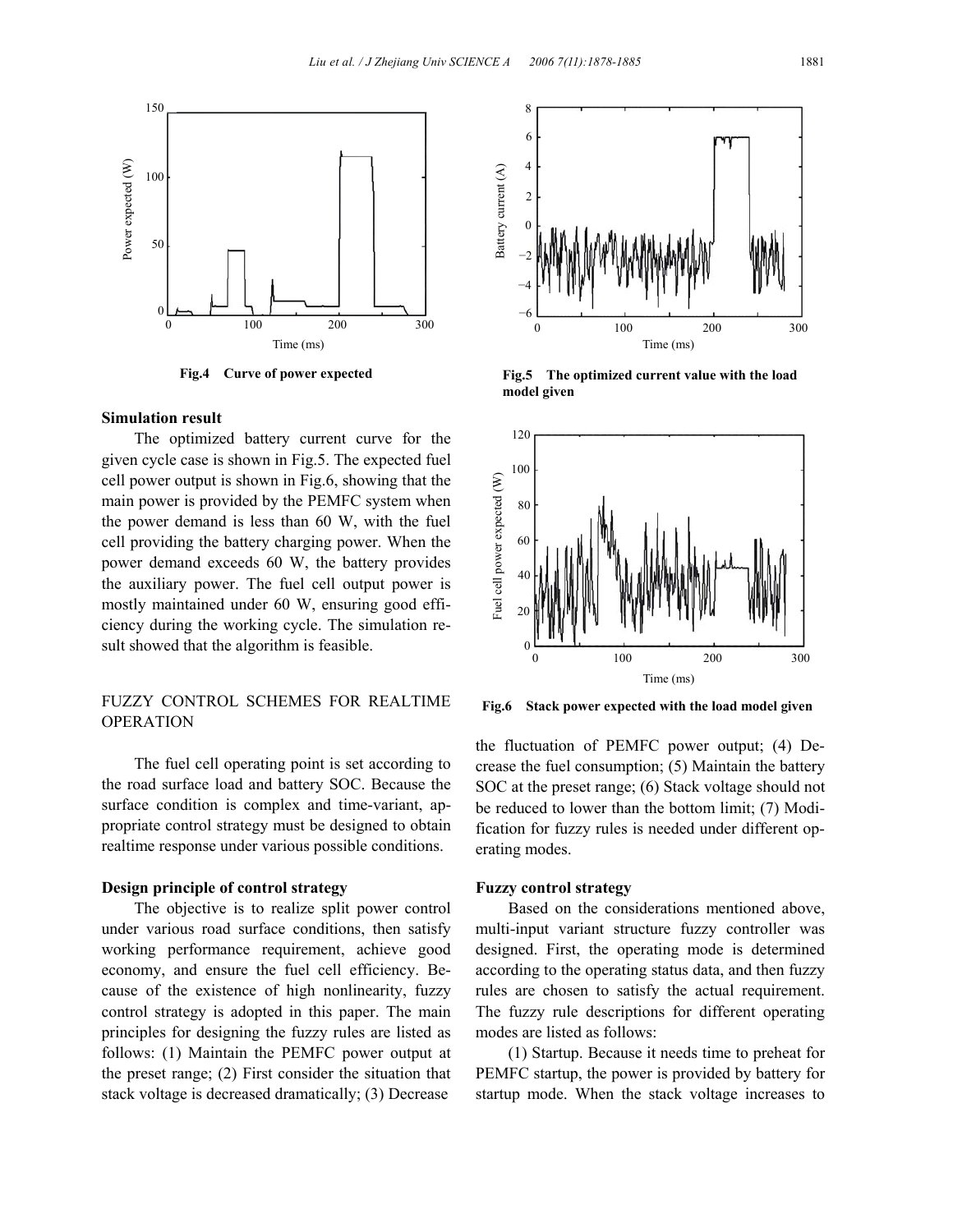Fig.4 Curve of power expected

Fig.5 The optimized current value with the load model given

Fig.6 Stack power expected with the load model given

### Simulation result

The optimized battery current curve for the given cycle case is shown in Fig.5. The expected fuel cell power output is shown in Fig.6, showing that the main power is provided by the PEMFC system when the power demand is less than 60 W, with the fuel cell providing the battery charging power. When the power demand exceeds 60 W, the battery provides the auxiliary power. The fuel cell output power is mostly maintained under 60 W, ensuring good efficiency during the working cycle. The simulation result showed that the algorithm is feasible.

## FUZZY CONTROL SCHEMES FOR REALTIME OPERATION

The fuel cell operating point is set according to the road surface load and battery SOC. Because the surface condition is complex and time-variant, appropriate control strategy must be designed to obtain realtime response under various possible conditions.

### Design principle of control strategy

The objective is to realize split power control under various road surface conditions, then satisfy working performance requirement, achieve good economy, and ensure the fuel cell efficiency. Because of the existence of high nonlinearity, fuzzy control strategy is adopted in this paper. The main principles for designing the fuzzy rules are listed as follows: (1) Maintain the PEMFC power output at the preset range; (2) First consider the situation that stack voltage is decreased dramatically; (3) Decrease the fluctuation of PEMFC power output; (4) Decrease the fuel consumption; (5) Maintain the battery SOC at the preset range; (6) Stack voltage should not be reduced to lower than the bottom limit; (7) Modification for fuzzy rules is needed under different operating modes.

### Fuzzy control strategy

Based on the considerations mentioned above, multi-input variant structure fuzzy controller was designed. First, the operating mode is determined according to the operating status data, and then fuzzy rules are chosen to satisfy the actual requirement. The fuzzy rule descriptions for different operating modes are listed as follows:

(1) Startup. Because it needs time to preheat for PEMFC startup, the power is provided by battery for startup mode. When the stack voltage increases to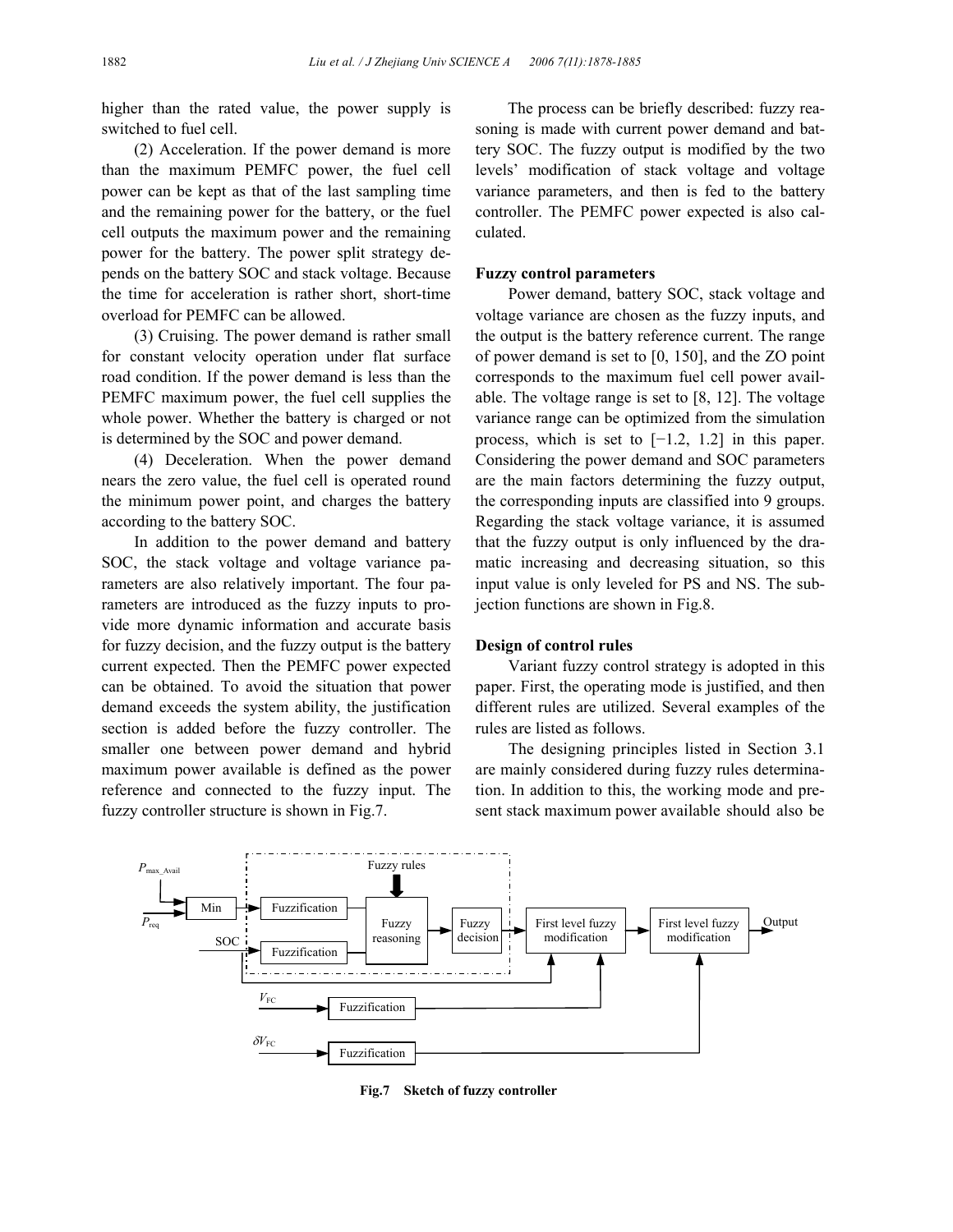higher than the rated value, the power supply is switched to fuel cell.

(2) Acceleration. If the power demand is more than the maximum PEMFC power, the fuel cell power can be kept as that of the last sampling time and the remaining power for the battery, or the fuel cell outputs the maximum power and the remaining power for the battery. The power split strategy depends on the battery SOC and stack voltage. Because the time for acceleration is rather short, short-time overload for PEMFC can be allowed.

(3) Cruising. The power demand is rather small for constant velocity operation under flat surface road condition. If the power demand is less than the PEMFC maximum power, the fuel cell supplies the whole power. Whether the battery is charged or not is determined by the SOC and power demand.

(4) Deceleration. When the power demand nears the zero value, the fuel cell is operated round the minimum power point, and charges the battery according to the battery SOC.

In addition to the power demand and battery SOC, the stack voltage and voltage variance parameters are also relatively important. The four parameters are introduced as the fuzzy inputs to provide more dynamic information and accurate basis for fuzzy decision, and the fuzzy output is the battery current expected. Then the PEMFC power expected can be obtained. To avoid the situation that power demand exceeds the system ability, the justification section is added before the fuzzy controller. The smaller one between power demand and hybrid maximum power available is defined as the power reference and connected to the fuzzy input. The fuzzy controller structure is shown in Fig.7.

The process can be briefly described: fuzzy reasoning is made with current power demand and battery SOC. The fuzzy output is modified by the two levels' modification of stack voltage and voltage variance parameters, and then is fed to the battery controller. The PEMFC power expected is also calculated.

### Fuzzy control parameters

Power demand, battery SOC, stack voltage and voltage variance are chosen as the fuzzy inputs, and the output is the battery reference current. The range of power demand is set to [0, 150], and the ZO point corresponds to the maximum fuel cell power available. The voltage range is set to [8, 12]. The voltage variance range can be optimized from the simulation process, which is set to [−1.2, 1.2] in this paper. Considering the power demand and SOC parameters are the main factors determining the fuzzy output, the corresponding inputs are classified into 9 groups. Regarding the stack voltage variance, it is assumed that the fuzzy output is only influenced by the dramatic increasing and decreasing situation, so this input value is only leveled for PS and NS. The subjection functions are shown in Fig.8.

### Design of control rules

Variant fuzzy control strategy is adopted in this paper. First, the operating mode is justified, and then different rules are utilized. Several examples of the rules are listed as follows.

The designing principles listed in Section 3.1 are mainly considered during fuzzy rules determination. In addition to this, the working mode and present stack maximum power available should also be

$P_{\max\_Avail}$ · $P_{req}$ · Min · SOC · Fuzzification · Fuzzification · Fuzzy rules · Fuzzy reasoning · Fuzzy decision · First level fuzzy modification · First level fuzzy modification · Output · $V_{FC}$ · Fuzzification · $\delta V_{FC}$ · Fuzzification

**Fig.7 Sketch of fuzzy controller**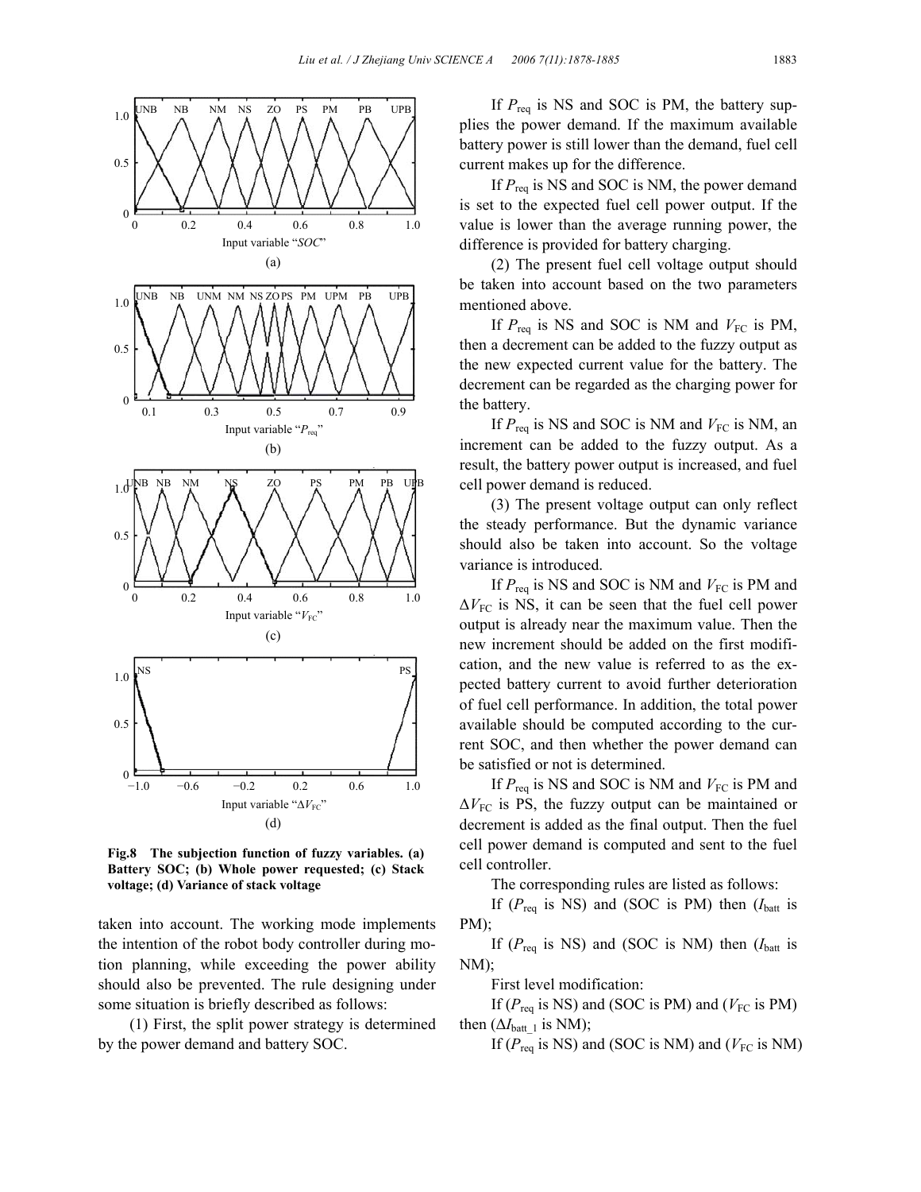**Fig.8 The subjection function of fuzzy variables. (a) Battery SOC; (b) Whole power requested; (c) Stack voltage; (d) Variance of stack voltage**

taken into account. The working mode implements the intention of the robot body controller during motion planning, while exceeding the power ability should also be prevented. The rule designing under some situation is briefly described as follows:

(1) First, the split power strategy is determined by the power demand and battery SOC.

If $P_{req}$ is NS and SOC is PM, the battery supplies the power demand. If the maximum available battery power is still lower than the demand, fuel cell current makes up for the difference.

If $P_{req}$ is NS and SOC is NM, the power demand is set to the expected fuel cell power output. If the value is lower than the average running power, the difference is provided for battery charging.

(2) The present fuel cell voltage output should be taken into account based on the two parameters mentioned above.

If $P_{req}$ is NS and SOC is NM and $V_{FC}$ is PM, then a decrement can be added to the fuzzy output as the new expected current value for the battery. The decrement can be regarded as the charging power for the battery.

If $P_{req}$ is NS and SOC is NM and $V_{FC}$ is NM, an increment can be added to the fuzzy output. As a result, the battery power output is increased, and fuel cell power demand is reduced.

(3) The present voltage output can only reflect the steady performance. But the dynamic variance should also be taken into account. So the voltage variance is introduced.

If $P_{req}$ is NS and SOC is NM and $V_{FC}$ is PM and $\Delta V_{FC}$ is NS, it can be seen that the fuel cell power output is already near the maximum value. Then the new increment should be added on the first modification, and the new value is referred to as the expected battery current to avoid further deterioration of fuel cell performance. In addition, the total power available should be computed according to the current SOC, and then whether the power demand can be satisfied or not is determined.

If $P_{req}$ is NS and SOC is NM and $V_{FC}$ is PM and $\Delta V_{FC}$ is PS, the fuzzy output can be maintained or decrement is added as the final output. Then the fuel cell power demand is computed and sent to the fuel cell controller.

The corresponding rules are listed as follows:

If ($P_{req}$ is NS) and (SOC is PM) then ($I_{batt}$ is PM);

If ($P_{req}$ is NS) and (SOC is NM) then ($I_{batt}$ is NM);

First level modification:

If ($P_{req}$ is NS) and (SOC is PM) and ($V_{FC}$ is PM) then ($\Delta I_{batt\_1}$ is NM);

If ($P_{req}$ is NS) and (SOC is NM) and ($V_{FC}$ is NM)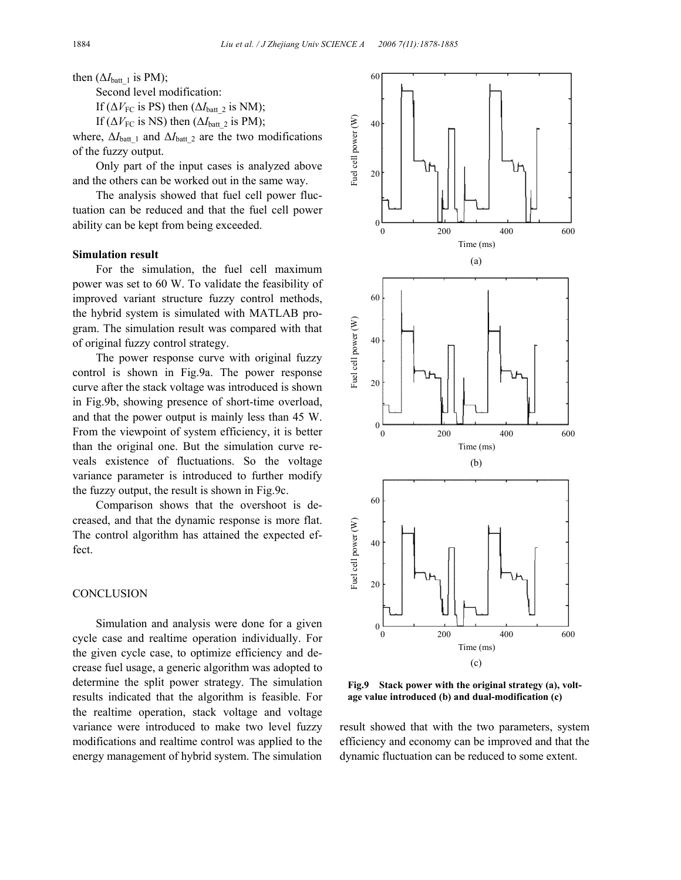then ($\Delta I_{\text{batt\_1}}$ is PM);

Second level modification:

If ($\Delta V_{\text{FC}}$ is PS) then ($\Delta I_{\text{batt\_2}}$ is NM);

If ($\Delta V_{\text{FC}}$ is NS) then ($\Delta I_{\text{batt\_2}}$ is PM);

where, $\Delta I_{\text{batt\_1}}$ and $\Delta I_{\text{batt\_2}}$ are the two modifications of the fuzzy output.

Only part of the input cases is analyzed above and the others can be worked out in the same way.

The analysis showed that fuel cell power fluctuation can be reduced and that the fuel cell power ability can be kept from being exceeded.

**Simulation result**

For the simulation, the fuel cell maximum power was set to 60 W. To validate the feasibility of improved variant structure fuzzy control methods, the hybrid system is simulated with MATLAB program. The simulation result was compared with that of original fuzzy control strategy.

The power response curve with original fuzzy control is shown in Fig.9a. The power response curve after the stack voltage was introduced is shown in Fig.9b, showing presence of short-time overload, and that the power output is mainly less than 45 W. From the viewpoint of system efficiency, it is better than the original one. But the simulation curve reveals existence of fluctuations. So the voltage variance parameter is introduced to further modify the fuzzy output, the result is shown in Fig.9c.

Comparison shows that the overshoot is decreased, and that the dynamic response is more flat. The control algorithm has attained the expected effect.

## CONCLUSION

Simulation and analysis were done for a given cycle case and realtime operation individually. For the given cycle case, to optimize efficiency and decrease fuel usage, a generic algorithm was adopted to determine the split power strategy. The simulation results indicated that the algorithm is feasible. For the realtime operation, stack voltage and voltage variance were introduced to make two level fuzzy modifications and realtime control was applied to the energy management of hybrid system. The simulation result showed that with the two parameters, system efficiency and economy can be improved and that the dynamic fluctuation can be reduced to some extent.

**Fig.9 Stack power with the original strategy (a), voltage value introduced (b) and dual-modification (c)**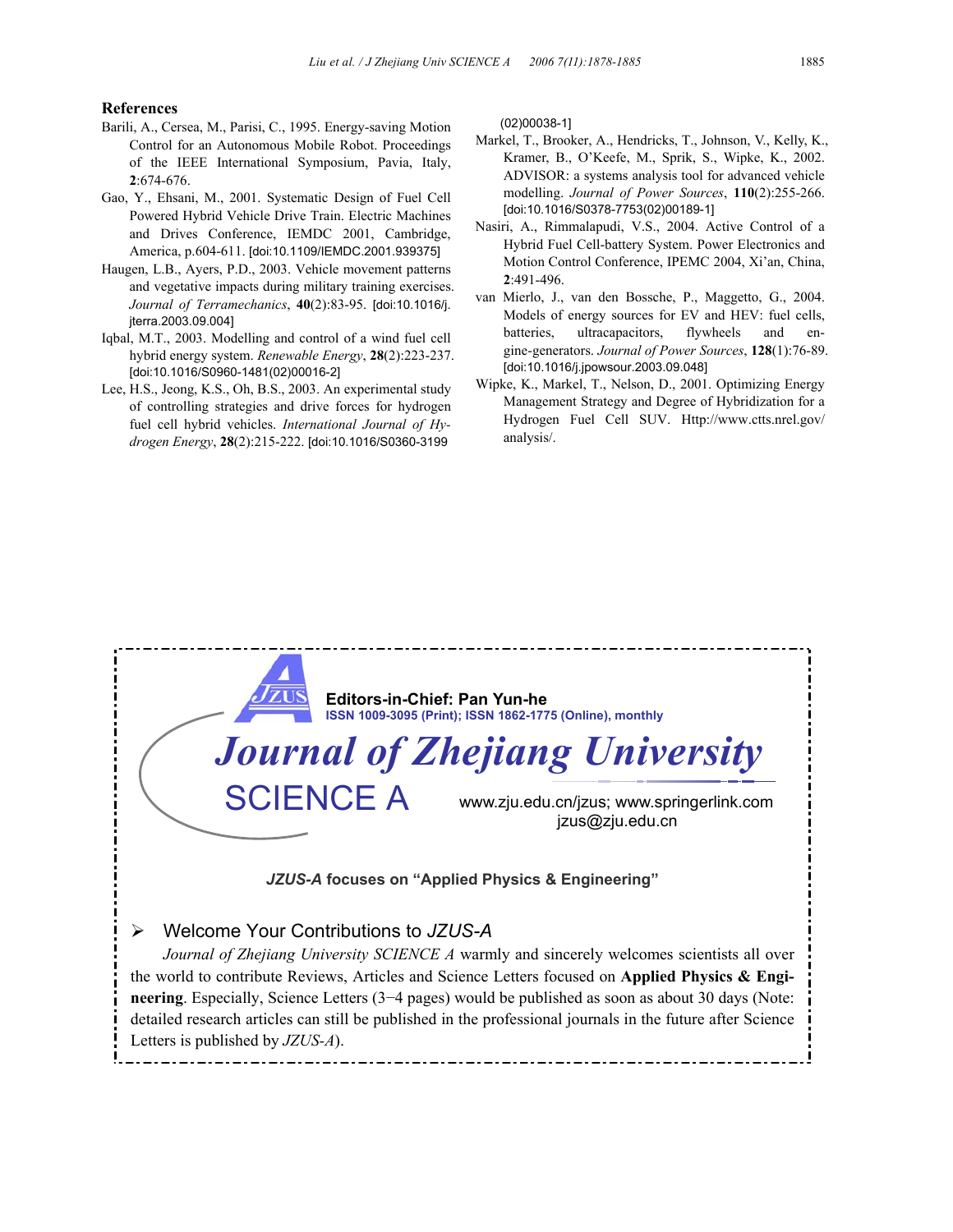## References

Barili, A., Cersea, M., Parisi, C., 1995. Energy-saving Motion Control for an Autonomous Mobile Robot. Proceedings of the IEEE International Symposium, Pavia, Italy, **2**:674-676.

Gao, Y., Ehsani, M., 2001. Systematic Design of Fuel Cell Powered Hybrid Vehicle Drive Train. Electric Machines and Drives Conference, IEMDC 2001, Cambridge, America, p.604-611. [doi:10.1109/IEMDC.2001.939375]

Haugen, L.B., Ayers, P.D., 2003. Vehicle movement patterns and vegetative impacts during military training exercises. *Journal of Terramechanics*, **40**(2):83-95. [doi:10.1016/j.jterra.2003.09.004]

Iqbal, M.T., 2003. Modelling and control of a wind fuel cell hybrid energy system. *Renewable Energy*, **28**(2):223-237. [doi:10.1016/S0960-1481(02)00016-2]

Lee, H.S., Jeong, K.S., Oh, B.S., 2003. An experimental study of controlling strategies and drive forces for hydrogen fuel cell hybrid vehicles. *International Journal of Hydrogen Energy*, **28**(2):215-222. [doi:10.1016/S0360-3199(02)00038-1]

Markel, T., Brooker, A., Hendricks, T., Johnson, V., Kelly, K., Kramer, B., O'Keefe, M., Sprik, S., Wipke, K., 2002. ADVISOR: a systems analysis tool for advanced vehicle modelling. *Journal of Power Sources*, **110**(2):255-266. [doi:10.1016/S0378-7753(02)00189-1]

Nasiri, A., Rimmalapudi, V.S., 2004. Active Control of a Hybrid Fuel Cell-battery System. Power Electronics and Motion Control Conference, IPEMC 2004, Xi'an, China, **2**:491-496.

van Mierlo, J., van den Bossche, P., Maggetto, G., 2004. Models of energy sources for EV and HEV: fuel cells, batteries, ultracapacitors, flywheels and engine-generators. *Journal of Power Sources*, **128**(1):76-89. [doi:10.1016/j.jpowsour.2003.09.048]

Wipke, K., Markel, T., Nelson, D., 2001. Optimizing Energy Management Strategy and Degree of Hybridization for a Hydrogen Fuel Cell SUV. Http://www.ctts.nrel.gov/analysis/.

---

**Editors-in-Chief: Pan Yun-he**
**ISSN 1009-3095 (Print); ISSN 1862-1775 (Online), monthly**

***Journal of Zhejiang University***
**SCIENCE A**

www.zju.edu.cn/jzus; www.springerlink.com
jzus@zju.edu.cn

***JZUS-A*** **focuses on "Applied Physics & Engineering"**

➢ Welcome Your Contributions to *JZUS-A*

*Journal of Zhejiang University SCIENCE A* warmly and sincerely welcomes scientists all over the world to contribute Reviews, Articles and Science Letters focused on **Applied Physics & Engineering**. Especially, Science Letters (3−4 pages) would be published as soon as about 30 days (Note: detailed research articles can still be published in the professional journals in the future after Science Letters is published by *JZUS-A*).